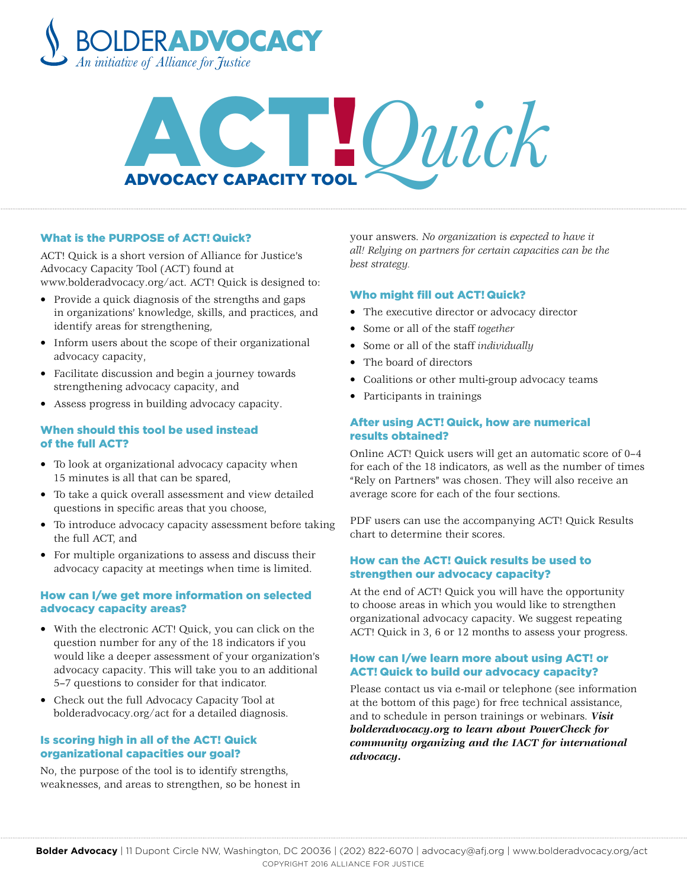# BOLDER ADVOCACY

*An initiative of Alliance for Justice*

# ACT! Quick

## ADVOCACY CAPACITY TOOL

### What is the PURPOSE of ACT! Quick?

ACT! Quick is a short version of Alliance for Justice's Advocacy Capacity Tool (ACT) found at www.bolderadvocacy.org/act. ACT! Quick is designed to:

- Provide a quick diagnosis of the strengths and gaps in organizations' knowledge, skills, and practices, and identify areas for strengthening,
- Inform users about the scope of their organizational advocacy capacity,
- Facilitate discussion and begin a journey towards strengthening advocacy capacity, and
- Assess progress in building advocacy capacity.

### When should this tool be used instead of the full ACT?

- To look at organizational advocacy capacity when 15 minutes is all that can be spared,
- To take a quick overall assessment and view detailed questions in specific areas that you choose,
- To introduce advocacy capacity assessment before taking the full ACT, and
- For multiple organizations to assess and discuss their advocacy capacity at meetings when time is limited.

### How can I/we get more information on selected advocacy capacity areas?

- With the electronic ACT! Quick, you can click on the question number for any of the 18 indicators if you would like a deeper assessment of your organization's advocacy capacity. This will take you to an additional 5–7 questions to consider for that indicator.
- Check out the full Advocacy Capacity Tool at bolderadvocacy.org/act for a detailed diagnosis.

### Is scoring high in all of the ACT! Quick organizational capacities our goal?

No, the purpose of the tool is to identify strengths, weaknesses, and areas to strengthen, so be honest in your answers. *No organization is expected to have it all! Relying on partners for certain capacities can be the best strategy.*

### Who might fill out ACT! Quick?

- The executive director or advocacy director
- Some or all of the staff *together*
- Some or all of the staff *individually*
- The board of directors
- Coalitions or other multi-group advocacy teams
- Participants in trainings

### After using ACT! Quick, how are numerical results obtained?

Online ACT! Quick users will get an automatic score of 0–4 for each of the 18 indicators, as well as the number of times "Rely on Partners" was chosen. They will also receive an average score for each of the four sections.

PDF users can use the accompanying ACT! Quick Results chart to determine their scores.

### How can the ACT! Quick results be used to strengthen our advocacy capacity?

At the end of ACT! Quick you will have the opportunity to choose areas in which you would like to strengthen organizational advocacy capacity. We suggest repeating ACT! Quick in 3, 6 or 12 months to assess your progress.

### How can I/we learn more about using ACT! or ACT! Quick to build our advocacy capacity?

Please contact us via e-mail or telephone (see information at the bottom of this page) for free technical assistance, and to schedule in person trainings or webinars. ***Visit bolderadvocacy.org to learn about PowerCheck for community organizing and the IACT for international advocacy.***

**Bolder Advocacy** | 11 Dupont Circle NW, Washington, DC 20036 | (202) 822-6070 | advocacy@afj.org | www.bolderadvocacy.org/act

COPYRIGHT 2016 ALLIANCE FOR JUSTICE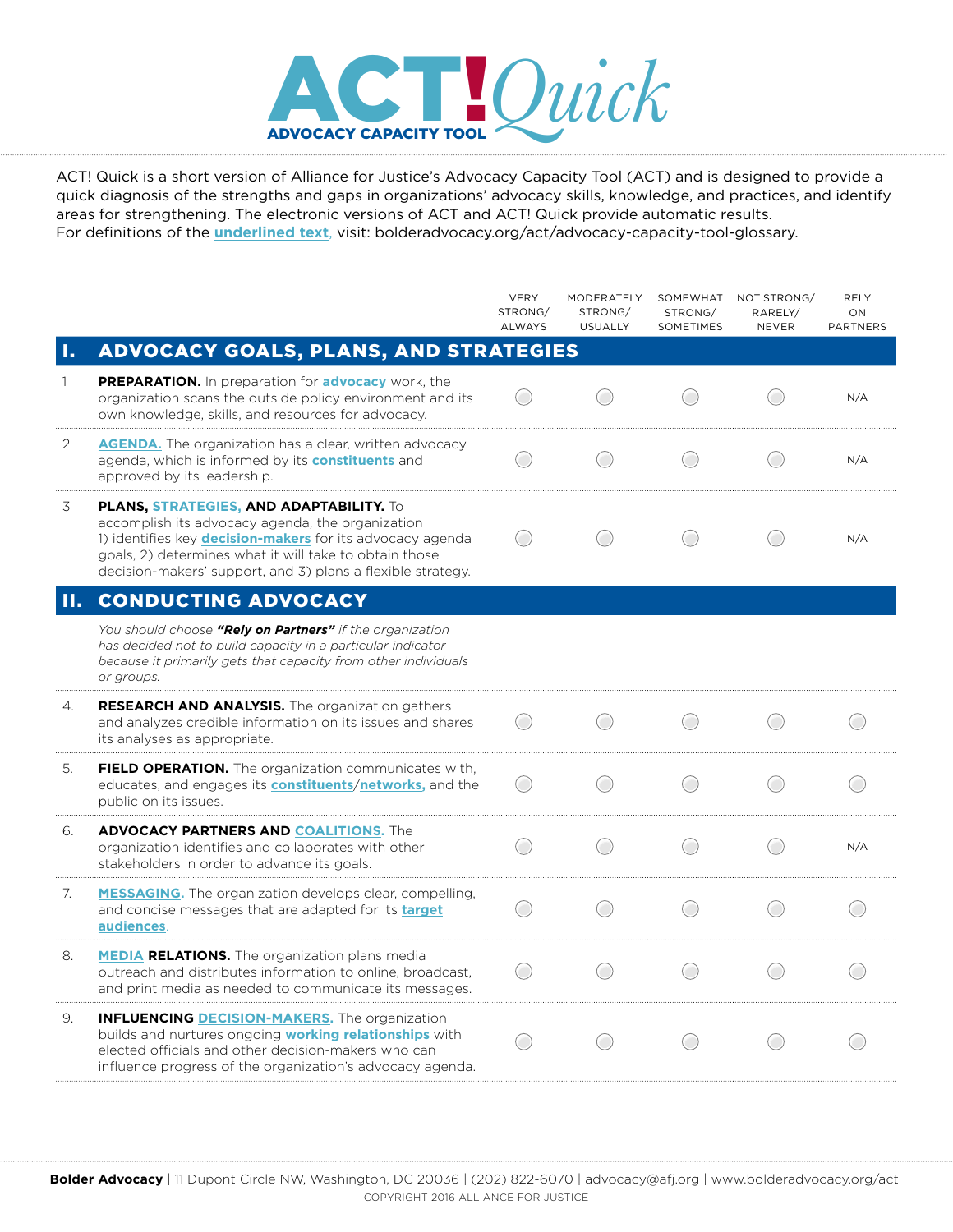# ACT! Quick

**ADVOCACY CAPACITY TOOL**

ACT! Quick is a short version of Alliance for Justice's Advocacy Capacity Tool (ACT) and is designed to provide a quick diagnosis of the strengths and gaps in organizations' advocacy skills, knowledge, and practices, and identify areas for strengthening. The electronic versions of ACT and ACT! Quick provide automatic results.
For definitions of the underlined text, visit: bolderadvocacy.org/act/advocacy-capacity-tool-glossary.

| | | VERY STRONG/ ALWAYS | MODERATELY STRONG/ USUALLY | SOMEWHAT STRONG/ SOMETIMES | NOT STRONG/ RARELY/ NEVER | RELY ON PARTNERS |
|---|---|---|---|---|---|---|
| **I.** | **ADVOCACY GOALS, PLANS, AND STRATEGIES** | | | | | |
| 1 | **PREPARATION.** In preparation for advocacy work, the organization scans the outside policy environment and its own knowledge, skills, and resources for advocacy. | ○ | ○ | ○ | ○ | N/A |
| 2 | **AGENDA.** The organization has a clear, written advocacy agenda, which is informed by its constituents and approved by its leadership. | ○ | ○ | ○ | ○ | N/A |
| 3 | **PLANS, STRATEGIES, AND ADAPTABILITY.** To accomplish its advocacy agenda, the organization 1) identifies key decision-makers for its advocacy agenda goals, 2) determines what it will take to obtain those decision-makers' support, and 3) plans a flexible strategy. | ○ | ○ | ○ | ○ | N/A |
| **II.** | **CONDUCTING ADVOCACY** | | | | | |
| | *You should choose **"Rely on Partners"** if the organization has decided not to build capacity in a particular indicator because it primarily gets that capacity from other individuals or groups.* | | | | | |
| 4. | **RESEARCH AND ANALYSIS.** The organization gathers and analyzes credible information on its issues and shares its analyses as appropriate. | ○ | ○ | ○ | ○ | ○ |
| 5. | **FIELD OPERATION.** The organization communicates with, educates, and engages its constituents/networks, and the public on its issues. | ○ | ○ | ○ | ○ | ○ |
| 6. | **ADVOCACY PARTNERS AND COALITIONS.** The organization identifies and collaborates with other stakeholders in order to advance its goals. | ○ | ○ | ○ | ○ | N/A |
| 7. | **MESSAGING.** The organization develops clear, compelling, and concise messages that are adapted for its target audiences. | ○ | ○ | ○ | ○ | ○ |
| 8. | **MEDIA RELATIONS.** The organization plans media outreach and distributes information to online, broadcast, and print media as needed to communicate its messages. | ○ | ○ | ○ | ○ | ○ |
| 9. | **INFLUENCING DECISION-MAKERS.** The organization builds and nurtures ongoing working relationships with elected officials and other decision-makers who can influence progress of the organization's advocacy agenda. | ○ | ○ | ○ | ○ | ○ |

**Bolder Advocacy** | 11 Dupont Circle NW, Washington, DC 20036 | (202) 822-6070 | advocacy@afj.org | www.bolderadvocacy.org/act

COPYRIGHT 2016 ALLIANCE FOR JUSTICE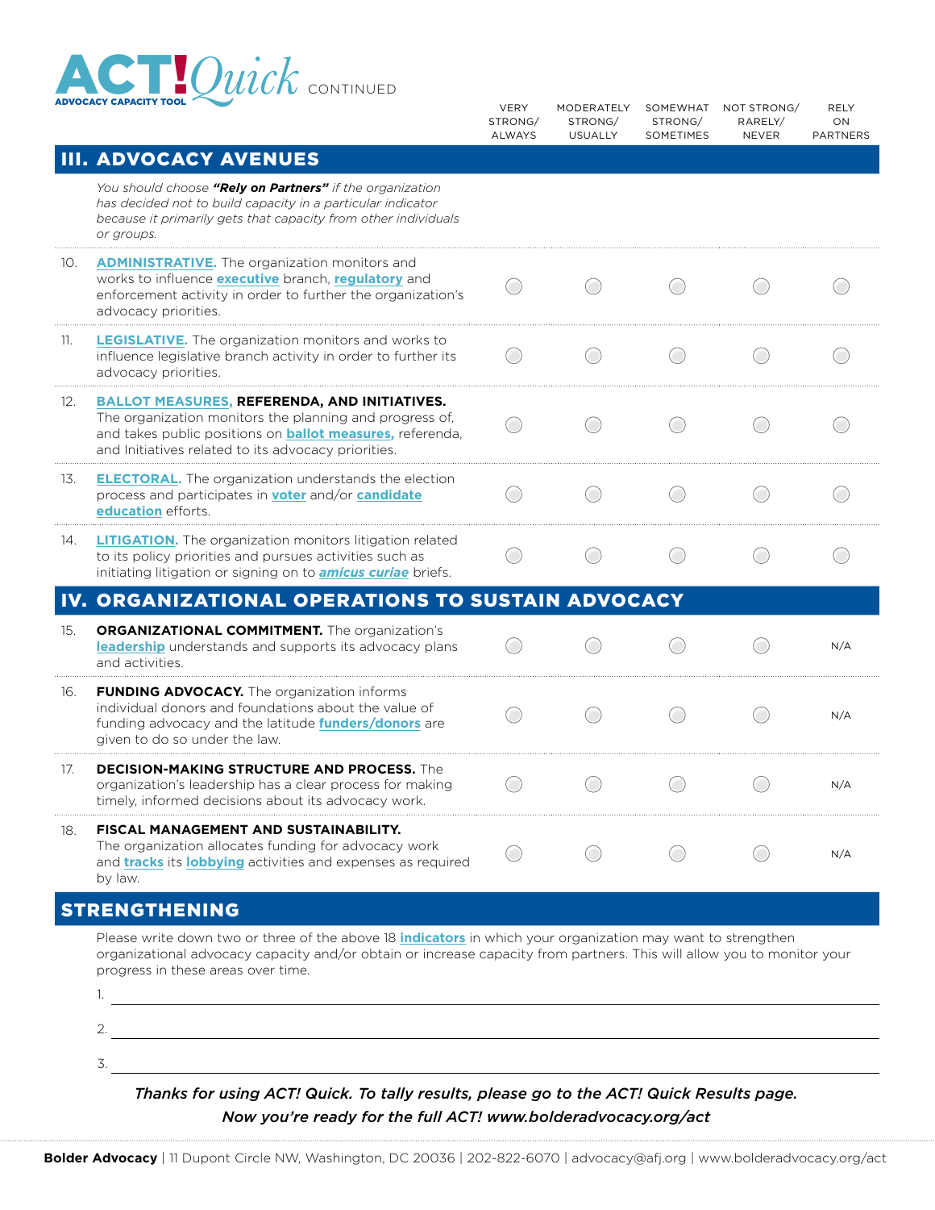# ACT! Quick CONTINUED

ADVOCACY CAPACITY TOOL

| | VERY STRONG/ ALWAYS | MODERATELY STRONG/ USUALLY | SOMEWHAT STRONG/ SOMETIMES | NOT STRONG/ RARELY/ NEVER | RELY ON PARTNERS |
|---|---|---|---|---|---|
| **III. ADVOCACY AVENUES** | | | | | |
| *You should choose **"Rely on Partners"** if the organization has decided not to build capacity in a particular indicator because it primarily gets that capacity from other individuals or groups.* | | | | | |
| 10. **ADMINISTRATIVE.** The organization monitors and works to influence **executive** branch, **regulatory** and enforcement activity in order to further the organization's advocacy priorities. | ○ | ○ | ○ | ○ | ○ |
| 11. **LEGISLATIVE.** The organization monitors and works to influence legislative branch activity in order to further its advocacy priorities. | ○ | ○ | ○ | ○ | ○ |
| 12. **BALLOT MEASURES, REFERENDA, AND INITIATIVES.** The organization monitors the planning and progress of, and takes public positions on **ballot measures,** referenda, and Initiatives related to its advocacy priorities. | ○ | ○ | ○ | ○ | ○ |
| 13. **ELECTORAL.** The organization understands the election process and participates in **voter** and/or **candidate education** efforts. | ○ | ○ | ○ | ○ | ○ |
| 14. **LITIGATION.** The organization monitors litigation related to its policy priorities and pursues activities such as initiating litigation or signing on to ***amicus curiae*** briefs. | ○ | ○ | ○ | ○ | ○ |
| **IV. ORGANIZATIONAL OPERATIONS TO SUSTAIN ADVOCACY** | | | | | |
| 15. **ORGANIZATIONAL COMMITMENT.** The organization's **leadership** understands and supports its advocacy plans and activities. | ○ | ○ | ○ | ○ | N/A |
| 16. **FUNDING ADVOCACY.** The organization informs individual donors and foundations about the value of funding advocacy and the latitude **funders/donors** are given to do so under the law. | ○ | ○ | ○ | ○ | N/A |
| 17. **DECISION-MAKING STRUCTURE AND PROCESS.** The organization's leadership has a clear process for making timely, informed decisions about its advocacy work. | ○ | ○ | ○ | ○ | N/A |
| 18. **FISCAL MANAGEMENT AND SUSTAINABILITY.** The organization allocates funding for advocacy work and **tracks** its **lobbying** activities and expenses as required by law. | ○ | ○ | ○ | ○ | N/A |

## STRENGTHENING

Please write down two or three of the above 18 **indicators** in which your organization may want to strengthen organizational advocacy capacity and/or obtain or increase capacity from partners. This will allow you to monitor your progress in these areas over time.

1. ______________________________

2. ______________________________

3. ______________________________

*Thanks for using ACT! Quick. To tally results, please go to the ACT! Quick Results page.*
*Now you're ready for the full ACT! www.bolderadvocacy.org/act*

**Bolder Advocacy** | 11 Dupont Circle NW, Washington, DC 20036 | 202-822-6070 | advocacy@afj.org | www.bolderadvocacy.org/act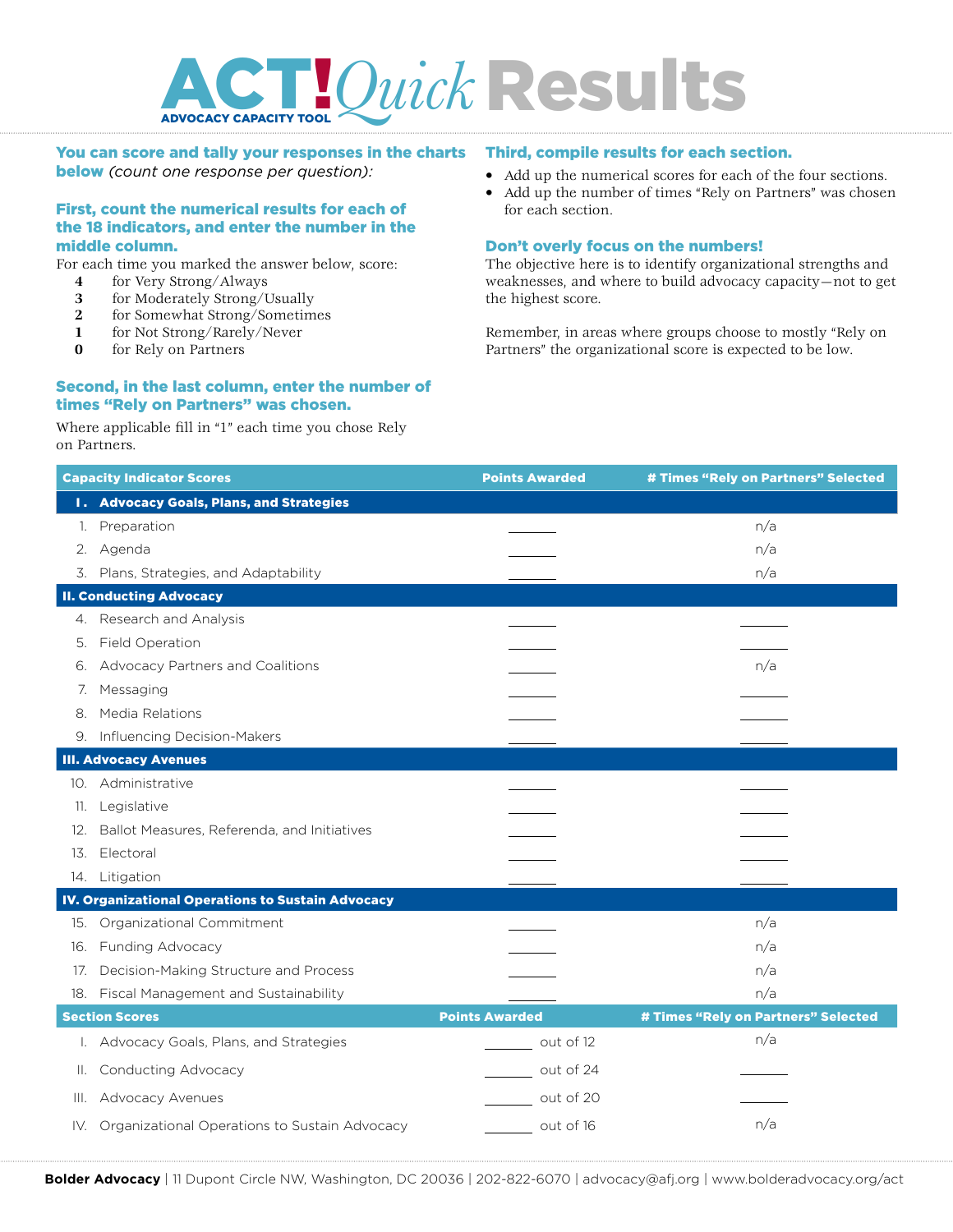# ACT! Quick Results

ADVOCACY CAPACITY TOOL

**You can score and tally your responses in the charts below** *(count one response per question)*:

**First, count the numerical results for each of the 18 indicators, and enter the number in the middle column.**

For each time you marked the answer below, score:

- **4** for Very Strong/Always
- **3** for Moderately Strong/Usually
- **2** for Somewhat Strong/Sometimes
- **1** for Not Strong/Rarely/Never
- **0** for Rely on Partners

**Second, in the last column, enter the number of times "Rely on Partners" was chosen.**

Where applicable fill in "1" each time you chose Rely on Partners.

**Third, compile results for each section.**

- Add up the numerical scores for each of the four sections.
- Add up the number of times "Rely on Partners" was chosen for each section.

**Don't overly focus on the numbers!**

The objective here is to identify organizational strengths and weaknesses, and where to build advocacy capacity—not to get the highest score.

Remember, in areas where groups choose to mostly "Rely on Partners" the organizational score is expected to be low.

| Capacity Indicator Scores | Points Awarded | # Times "Rely on Partners" Selected |
|---|---|---|
| **I. Advocacy Goals, Plans, and Strategies** | | |
| 1. Preparation | _____ | n/a |
| 2. Agenda | _____ | n/a |
| 3. Plans, Strategies, and Adaptability | _____ | n/a |
| **II. Conducting Advocacy** | | |
| 4. Research and Analysis | _____ | _____ |
| 5. Field Operation | _____ | _____ |
| 6. Advocacy Partners and Coalitions | _____ | n/a |
| 7. Messaging | _____ | _____ |
| 8. Media Relations | _____ | _____ |
| 9. Influencing Decision-Makers | _____ | _____ |
| **III. Advocacy Avenues** | | |
| 10. Administrative | _____ | _____ |
| 11. Legislative | _____ | _____ |
| 12. Ballot Measures, Referenda, and Initiatives | _____ | _____ |
| 13. Electoral | _____ | _____ |
| 14. Litigation | _____ | _____ |
| **IV. Organizational Operations to Sustain Advocacy** | | |
| 15. Organizational Commitment | _____ | n/a |
| 16. Funding Advocacy | _____ | n/a |
| 17. Decision-Making Structure and Process | _____ | n/a |
| 18. Fiscal Management and Sustainability | _____ | n/a |

| Section Scores | Points Awarded | # Times "Rely on Partners" Selected |
|---|---|---|
| I. Advocacy Goals, Plans, and Strategies | _____ out of 12 | n/a |
| II. Conducting Advocacy | _____ out of 24 | _____ |
| III. Advocacy Avenues | _____ out of 20 | _____ |
| IV. Organizational Operations to Sustain Advocacy | _____ out of 16 | n/a |

**Bolder Advocacy** | 11 Dupont Circle NW, Washington, DC 20036 | 202-822-6070 | advocacy@afj.org | www.bolderadvocacy.org/act